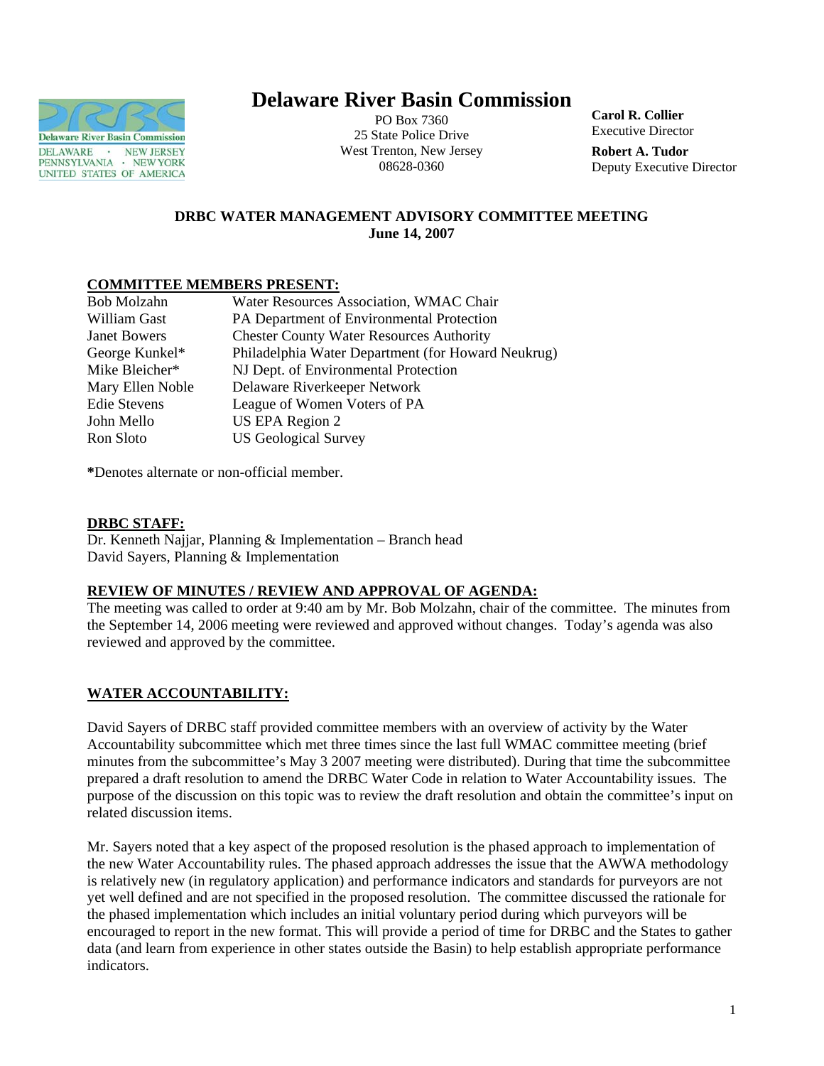# Delaware River Basin Commission

PO Box 7360
25 State Police Drive
West Trenton, New Jersey
08628-0360

**Carol R. Collier**
Executive Director

**Robert A. Tudor**
Deputy Executive Director

**DRBC WATER MANAGEMENT ADVISORY COMMITTEE MEETING**
**June 14, 2007**

## COMMITTEE MEMBERS PRESENT:

| | |
|---|---|
| Bob Molzahn | Water Resources Association, WMAC Chair |
| William Gast | PA Department of Environmental Protection |
| Janet Bowers | Chester County Water Resources Authority |
| George Kunkel* | Philadelphia Water Department (for Howard Neukrug) |
| Mike Bleicher* | NJ Dept. of Environmental Protection |
| Mary Ellen Noble | Delaware Riverkeeper Network |
| Edie Stevens | League of Women Voters of PA |
| John Mello | US EPA Region 2 |
| Ron Sloto | US Geological Survey |

**\***Denotes alternate or non-official member.

## DRBC STAFF:

Dr. Kenneth Najjar, Planning & Implementation – Branch head
David Sayers, Planning & Implementation

## REVIEW OF MINUTES / REVIEW AND APPROVAL OF AGENDA:

The meeting was called to order at 9:40 am by Mr. Bob Molzahn, chair of the committee. The minutes from the September 14, 2006 meeting were reviewed and approved without changes. Today's agenda was also reviewed and approved by the committee.

## WATER ACCOUNTABILITY:

David Sayers of DRBC staff provided committee members with an overview of activity by the Water Accountability subcommittee which met three times since the last full WMAC committee meeting (brief minutes from the subcommittee's May 3 2007 meeting were distributed). During that time the subcommittee prepared a draft resolution to amend the DRBC Water Code in relation to Water Accountability issues. The purpose of the discussion on this topic was to review the draft resolution and obtain the committee's input on related discussion items.

Mr. Sayers noted that a key aspect of the proposed resolution is the phased approach to implementation of the new Water Accountability rules. The phased approach addresses the issue that the AWWA methodology is relatively new (in regulatory application) and performance indicators and standards for purveyors are not yet well defined and are not specified in the proposed resolution. The committee discussed the rationale for the phased implementation which includes an initial voluntary period during which purveyors will be encouraged to report in the new format. This will provide a period of time for DRBC and the States to gather data (and learn from experience in other states outside the Basin) to help establish appropriate performance indicators.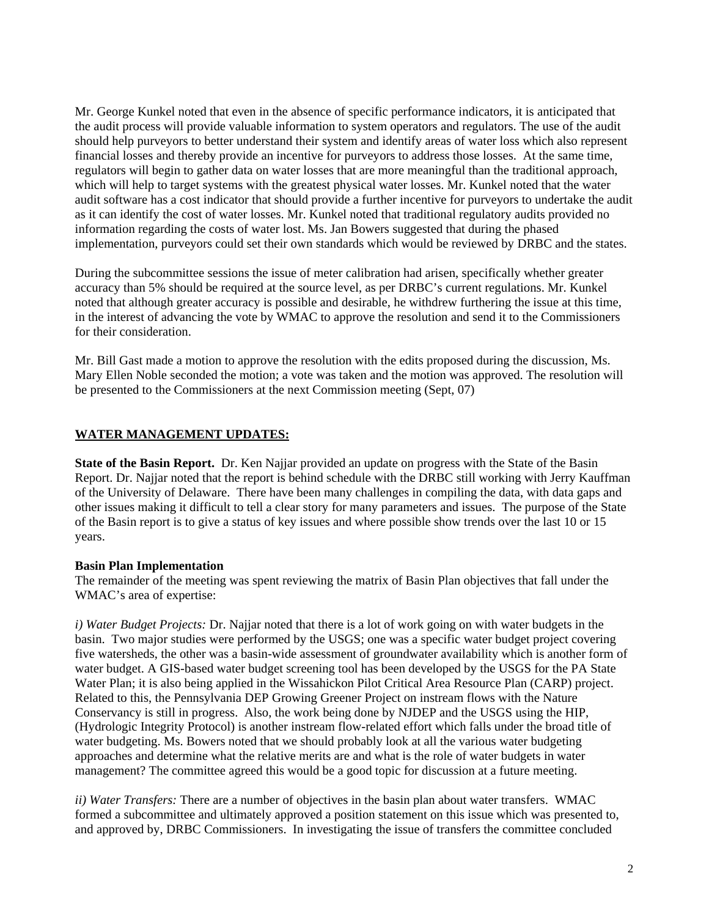Mr. George Kunkel noted that even in the absence of specific performance indicators, it is anticipated that the audit process will provide valuable information to system operators and regulators. The use of the audit should help purveyors to better understand their system and identify areas of water loss which also represent financial losses and thereby provide an incentive for purveyors to address those losses. At the same time, regulators will begin to gather data on water losses that are more meaningful than the traditional approach, which will help to target systems with the greatest physical water losses. Mr. Kunkel noted that the water audit software has a cost indicator that should provide a further incentive for purveyors to undertake the audit as it can identify the cost of water losses. Mr. Kunkel noted that traditional regulatory audits provided no information regarding the costs of water lost. Ms. Jan Bowers suggested that during the phased implementation, purveyors could set their own standards which would be reviewed by DRBC and the states.

During the subcommittee sessions the issue of meter calibration had arisen, specifically whether greater accuracy than 5% should be required at the source level, as per DRBC's current regulations. Mr. Kunkel noted that although greater accuracy is possible and desirable, he withdrew furthering the issue at this time, in the interest of advancing the vote by WMAC to approve the resolution and send it to the Commissioners for their consideration.

Mr. Bill Gast made a motion to approve the resolution with the edits proposed during the discussion, Ms. Mary Ellen Noble seconded the motion; a vote was taken and the motion was approved. The resolution will be presented to the Commissioners at the next Commission meeting (Sept, 07)

## <u>WATER MANAGEMENT UPDATES:</u>

**State of the Basin Report.** Dr. Ken Najjar provided an update on progress with the State of the Basin Report. Dr. Najjar noted that the report is behind schedule with the DRBC still working with Jerry Kauffman of the University of Delaware. There have been many challenges in compiling the data, with data gaps and other issues making it difficult to tell a clear story for many parameters and issues. The purpose of the State of the Basin report is to give a status of key issues and where possible show trends over the last 10 or 15 years.

**Basin Plan Implementation**
The remainder of the meeting was spent reviewing the matrix of Basin Plan objectives that fall under the WMAC's area of expertise:

*i) Water Budget Projects:* Dr. Najjar noted that there is a lot of work going on with water budgets in the basin. Two major studies were performed by the USGS; one was a specific water budget project covering five watersheds, the other was a basin-wide assessment of groundwater availability which is another form of water budget. A GIS-based water budget screening tool has been developed by the USGS for the PA State Water Plan; it is also being applied in the Wissahickon Pilot Critical Area Resource Plan (CARP) project. Related to this, the Pennsylvania DEP Growing Greener Project on instream flows with the Nature Conservancy is still in progress. Also, the work being done by NJDEP and the USGS using the HIP, (Hydrologic Integrity Protocol) is another instream flow-related effort which falls under the broad title of water budgeting. Ms. Bowers noted that we should probably look at all the various water budgeting approaches and determine what the relative merits are and what is the role of water budgets in water management? The committee agreed this would be a good topic for discussion at a future meeting.

*ii) Water Transfers:* There are a number of objectives in the basin plan about water transfers. WMAC formed a subcommittee and ultimately approved a position statement on this issue which was presented to, and approved by, DRBC Commissioners. In investigating the issue of transfers the committee concluded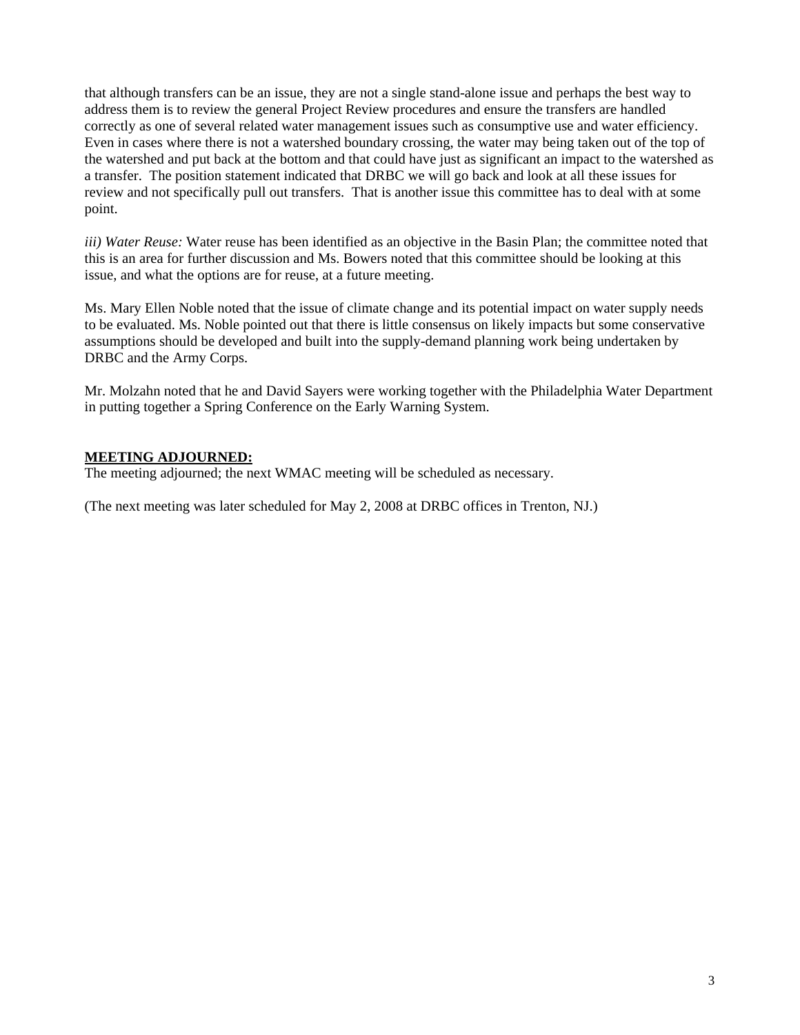that although transfers can be an issue, they are not a single stand-alone issue and perhaps the best way to address them is to review the general Project Review procedures and ensure the transfers are handled correctly as one of several related water management issues such as consumptive use and water efficiency. Even in cases where there is not a watershed boundary crossing, the water may being taken out of the top of the watershed and put back at the bottom and that could have just as significant an impact to the watershed as a transfer. The position statement indicated that DRBC we will go back and look at all these issues for review and not specifically pull out transfers. That is another issue this committee has to deal with at some point.

*iii) Water Reuse:* Water reuse has been identified as an objective in the Basin Plan; the committee noted that this is an area for further discussion and Ms. Bowers noted that this committee should be looking at this issue, and what the options are for reuse, at a future meeting.

Ms. Mary Ellen Noble noted that the issue of climate change and its potential impact on water supply needs to be evaluated. Ms. Noble pointed out that there is little consensus on likely impacts but some conservative assumptions should be developed and built into the supply-demand planning work being undertaken by DRBC and the Army Corps.

Mr. Molzahn noted that he and David Sayers were working together with the Philadelphia Water Department in putting together a Spring Conference on the Early Warning System.

**MEETING ADJOURNED:**

The meeting adjourned; the next WMAC meeting will be scheduled as necessary.

(The next meeting was later scheduled for May 2, 2008 at DRBC offices in Trenton, NJ.)